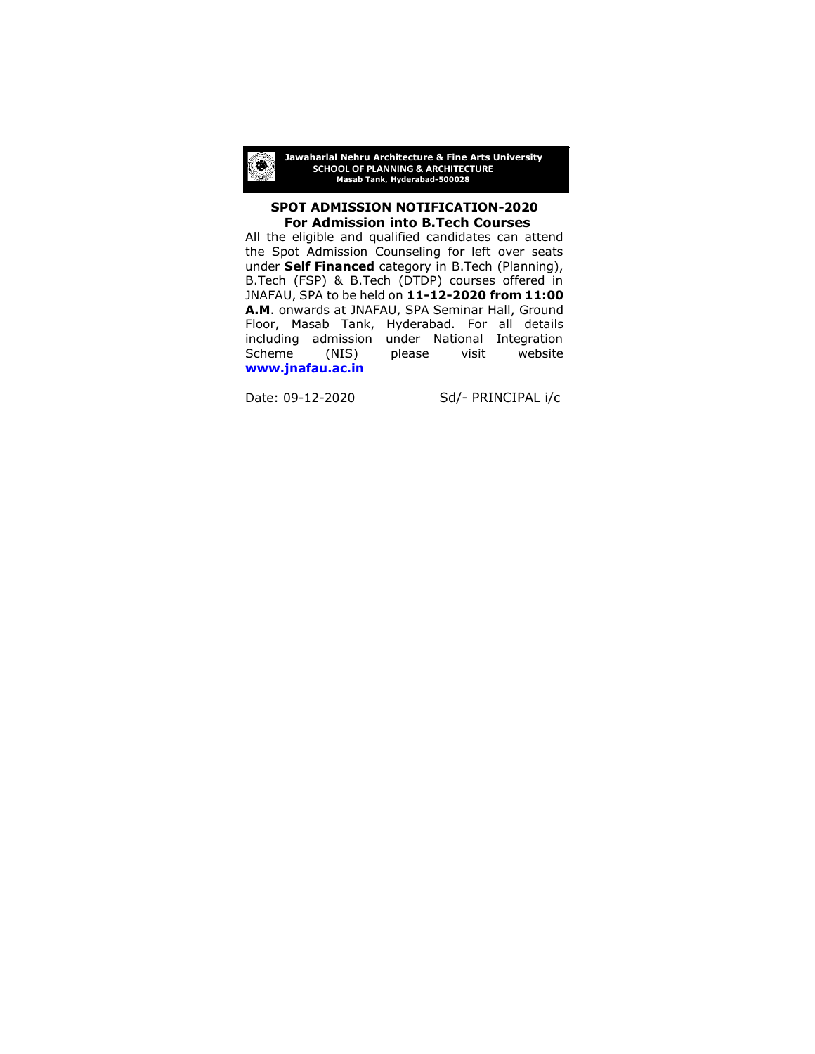**Jawaharlal Nehru Architecture & Fine Arts University**
**SCHOOL OF PLANNING & ARCHITECTURE**
**Masab Tank, Hyderabad-500028**

## SPOT ADMISSION NOTIFICATION-2020
## For Admission into B.Tech Courses

All the eligible and qualified candidates can attend the Spot Admission Counseling for left over seats under **Self Financed** category in B.Tech (Planning), B.Tech (FSP) & B.Tech (DTDP) courses offered in JNAFAU, SPA to be held on **11-12-2020 from 11:00 A.M**. onwards at JNAFAU, SPA Seminar Hall, Ground Floor, Masab Tank, Hyderabad. For all details including admission under National Integration Scheme (NIS) please visit website **www.jnafau.ac.in**

Date: 09-12-2020 Sd/- PRINCIPAL i/c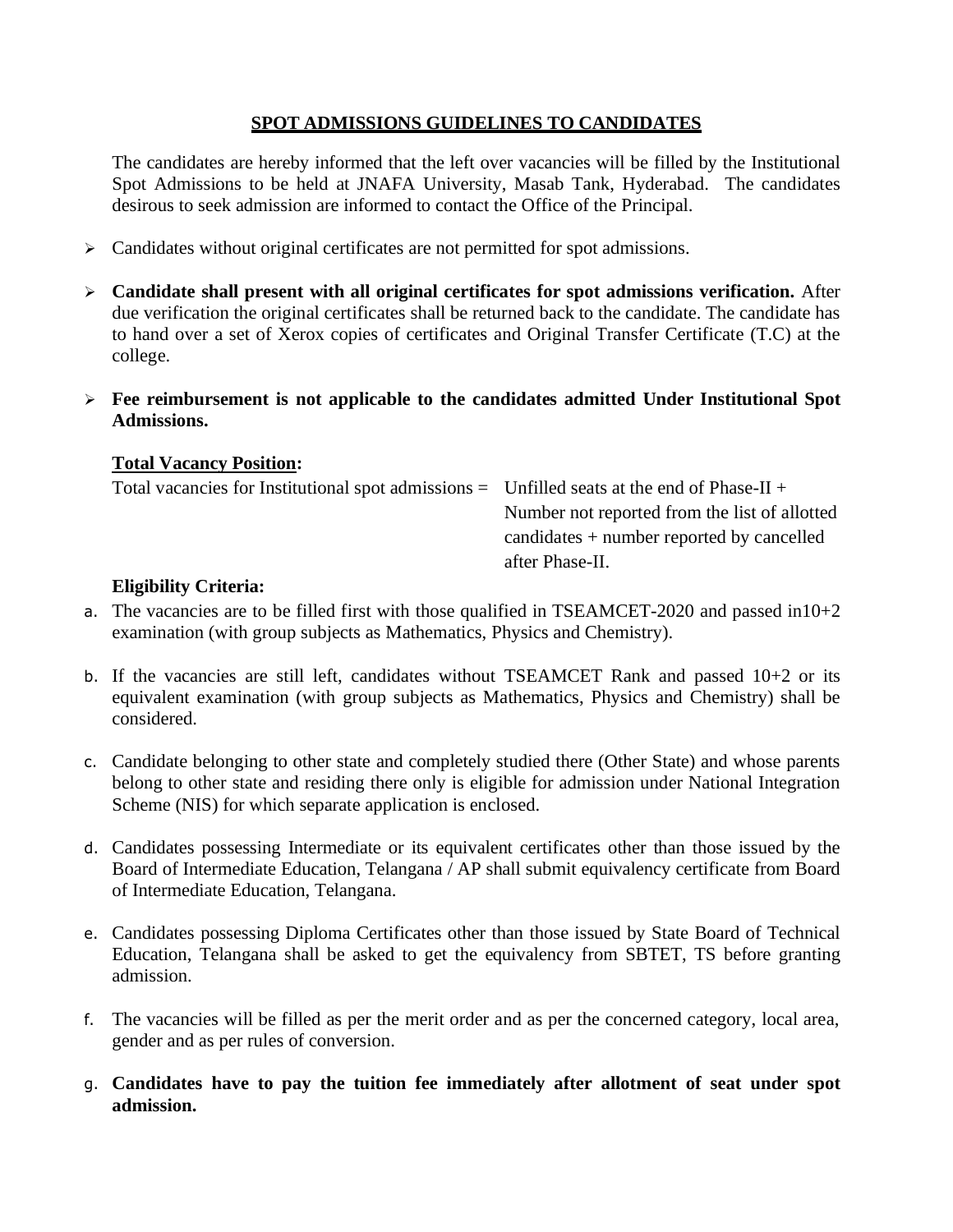## SPOT ADMISSIONS GUIDELINES TO CANDIDATES

The candidates are hereby informed that the left over vacancies will be filled by the Institutional Spot Admissions to be held at JNAFA University, Masab Tank, Hyderabad. The candidates desirous to seek admission are informed to contact the Office of the Principal.

- Candidates without original certificates are not permitted for spot admissions.
- **Candidate shall present with all original certificates for spot admissions verification.** After due verification the original certificates shall be returned back to the candidate. The candidate has to hand over a set of Xerox copies of certificates and Original Transfer Certificate (T.C) at the college.
- **Fee reimbursement is not applicable to the candidates admitted Under Institutional Spot Admissions.**

**Total Vacancy Position:**

Total vacancies for Institutional spot admissions = Unfilled seats at the end of Phase-II + Number not reported from the list of allotted candidates + number reported by cancelled after Phase-II.

**Eligibility Criteria:**

a. The vacancies are to be filled first with those qualified in TSEAMCET-2020 and passed in10+2 examination (with group subjects as Mathematics, Physics and Chemistry).

b. If the vacancies are still left, candidates without TSEAMCET Rank and passed 10+2 or its equivalent examination (with group subjects as Mathematics, Physics and Chemistry) shall be considered.

c. Candidate belonging to other state and completely studied there (Other State) and whose parents belong to other state and residing there only is eligible for admission under National Integration Scheme (NIS) for which separate application is enclosed.

d. Candidates possessing Intermediate or its equivalent certificates other than those issued by the Board of Intermediate Education, Telangana / AP shall submit equivalency certificate from Board of Intermediate Education, Telangana.

e. Candidates possessing Diploma Certificates other than those issued by State Board of Technical Education, Telangana shall be asked to get the equivalency from SBTET, TS before granting admission.

f. The vacancies will be filled as per the merit order and as per the concerned category, local area, gender and as per rules of conversion.

g. **Candidates have to pay the tuition fee immediately after allotment of seat under spot admission.**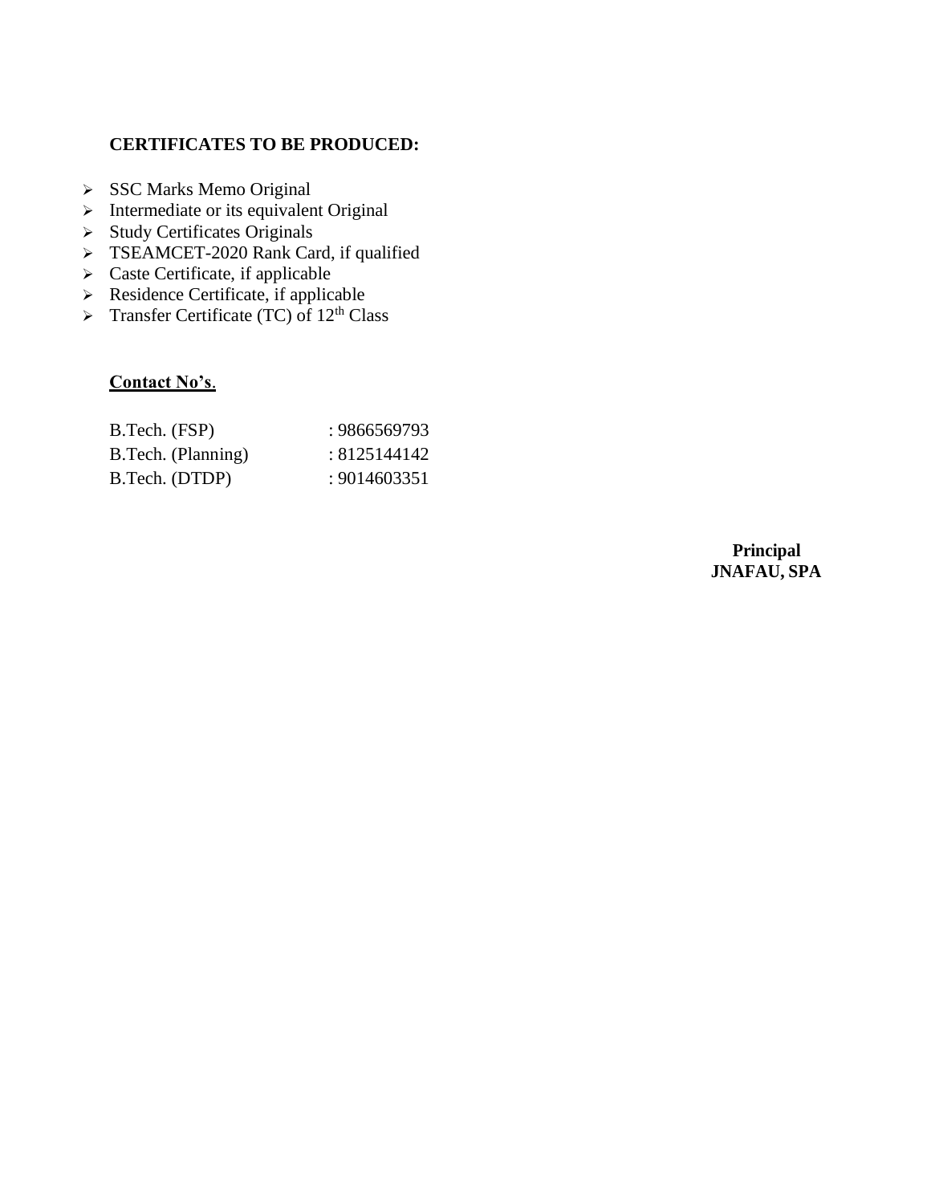**CERTIFICATES TO BE PRODUCED:**

- SSC Marks Memo Original
- Intermediate or its equivalent Original
- Study Certificates Originals
- TSEAMCET-2020 Rank Card, if qualified
- Caste Certificate, if applicable
- Residence Certificate, if applicable
- Transfer Certificate (TC) of 12th Class

**Contact No's**.

| | |
|---|---|
| B.Tech. (FSP) | : 9866569793 |
| B.Tech. (Planning) | : 8125144142 |
| B.Tech. (DTDP) | : 9014603351 |

**Principal**
**JNAFAU, SPA**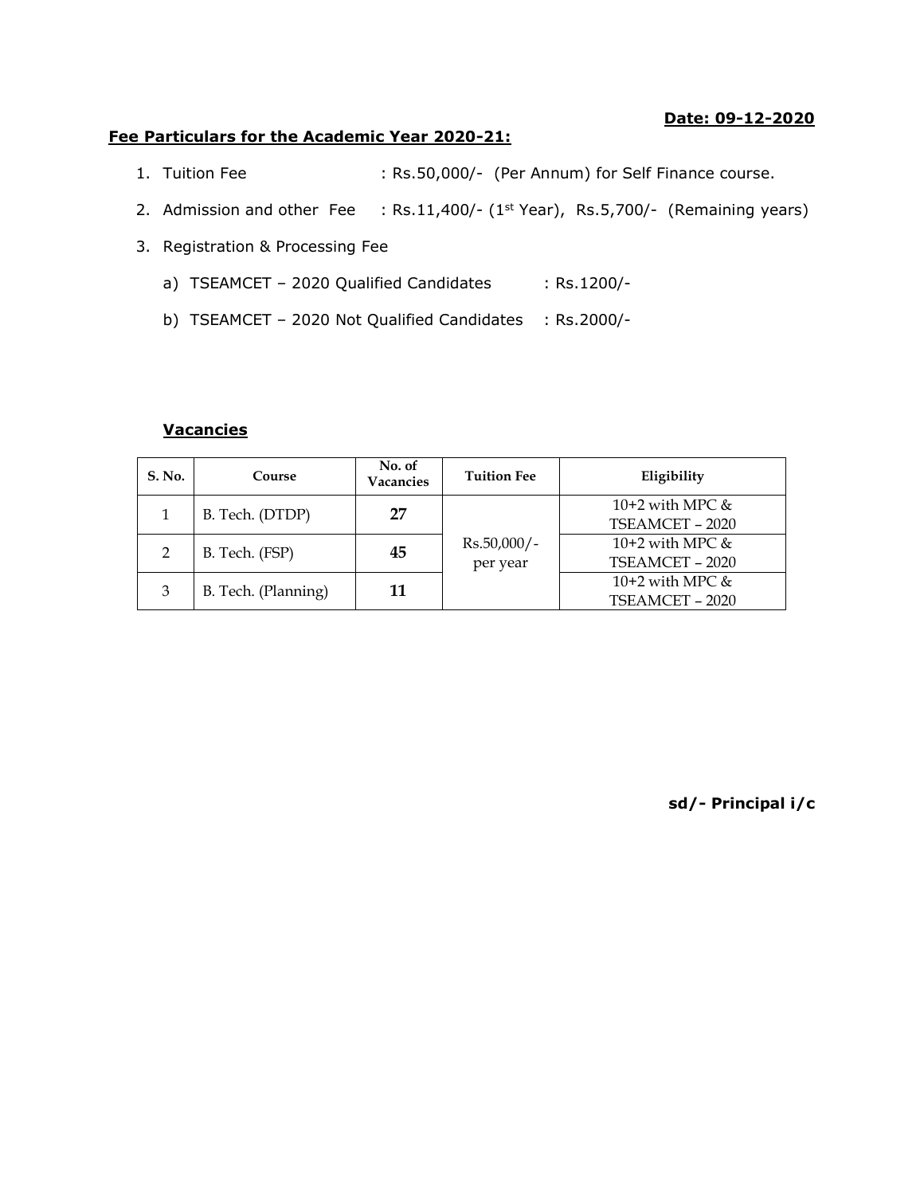**Date: 09-12-2020**

**Fee Particulars for the Academic Year 2020-21:**

1. Tuition Fee : Rs.50,000/- (Per Annum) for Self Finance course.
2. Admission and other Fee : Rs.11,400/- (1st Year), Rs.5,700/- (Remaining years)
3. Registration & Processing Fee
   a) TSEAMCET – 2020 Qualified Candidates : Rs.1200/-
   b) TSEAMCET – 2020 Not Qualified Candidates : Rs.2000/-

**Vacancies**

| S. No. | Course | No. of Vacancies | Tuition Fee | Eligibility |
|---|---|---|---|---|
| 1 | B. Tech. (DTDP) | **27** | Rs.50,000/- per year | 10+2 with MPC & TSEAMCET – 2020 |
| 2 | B. Tech. (FSP) | **45** | | 10+2 with MPC & TSEAMCET – 2020 |
| 3 | B. Tech. (Planning) | **11** | | 10+2 with MPC & TSEAMCET – 2020 |

**sd/- Principal i/c**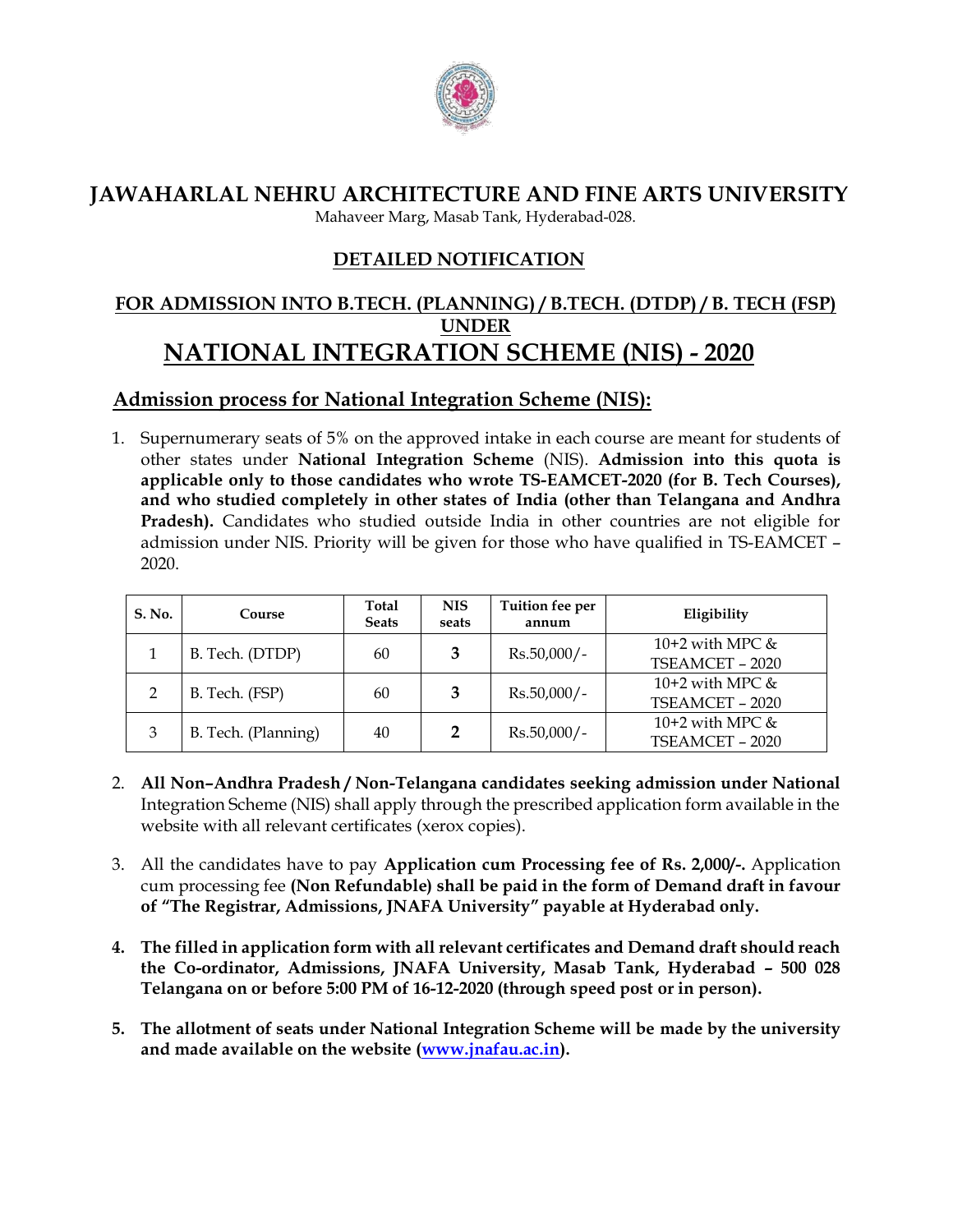# JAWAHARLAL NEHRU ARCHITECTURE AND FINE ARTS UNIVERSITY

Mahaveer Marg, Masab Tank, Hyderabad-028.

## DETAILED NOTIFICATION

### FOR ADMISSION INTO B.TECH. (PLANNING) / B.TECH. (DTDP) / B. TECH (FSP) UNDER

# NATIONAL INTEGRATION SCHEME (NIS) - 2020

## Admission process for National Integration Scheme (NIS):

1. Supernumerary seats of 5% on the approved intake in each course are meant for students of other states under **National Integration Scheme** (NIS). **Admission into this quota is applicable only to those candidates who wrote TS-EAMCET-2020 (for B. Tech Courses), and who studied completely in other states of India (other than Telangana and Andhra Pradesh).** Candidates who studied outside India in other countries are not eligible for admission under NIS. Priority will be given for those who have qualified in TS-EAMCET – 2020.

| S. No. | Course | Total Seats | NIS seats | Tuition fee per annum | Eligibility |
|---|---|---|---|---|---|
| 1 | B. Tech. (DTDP) | 60 | **3** | Rs.50,000/- | 10+2 with MPC & TSEAMCET – 2020 |
| 2 | B. Tech. (FSP) | 60 | **3** | Rs.50,000/- | 10+2 with MPC & TSEAMCET – 2020 |
| 3 | B. Tech. (Planning) | 40 | **2** | Rs.50,000/- | 10+2 with MPC & TSEAMCET – 2020 |

2. **All Non–Andhra Pradesh / Non-Telangana candidates seeking admission under National** Integration Scheme (NIS) shall apply through the prescribed application form available in the website with all relevant certificates (xerox copies).

3. All the candidates have to pay **Application cum Processing fee of Rs. 2,000/-.** Application cum processing fee **(Non Refundable) shall be paid in the form of Demand draft in favour of "The Registrar, Admissions, JNAFA University" payable at Hyderabad only.**

4. **The filled in application form with all relevant certificates and Demand draft should reach the Co-ordinator, Admissions, JNAFA University, Masab Tank, Hyderabad – 500 028 Telangana on or before 5:00 PM of 16-12-2020 (through speed post or in person).**

5. **The allotment of seats under National Integration Scheme will be made by the university and made available on the website (www.jnafau.ac.in).**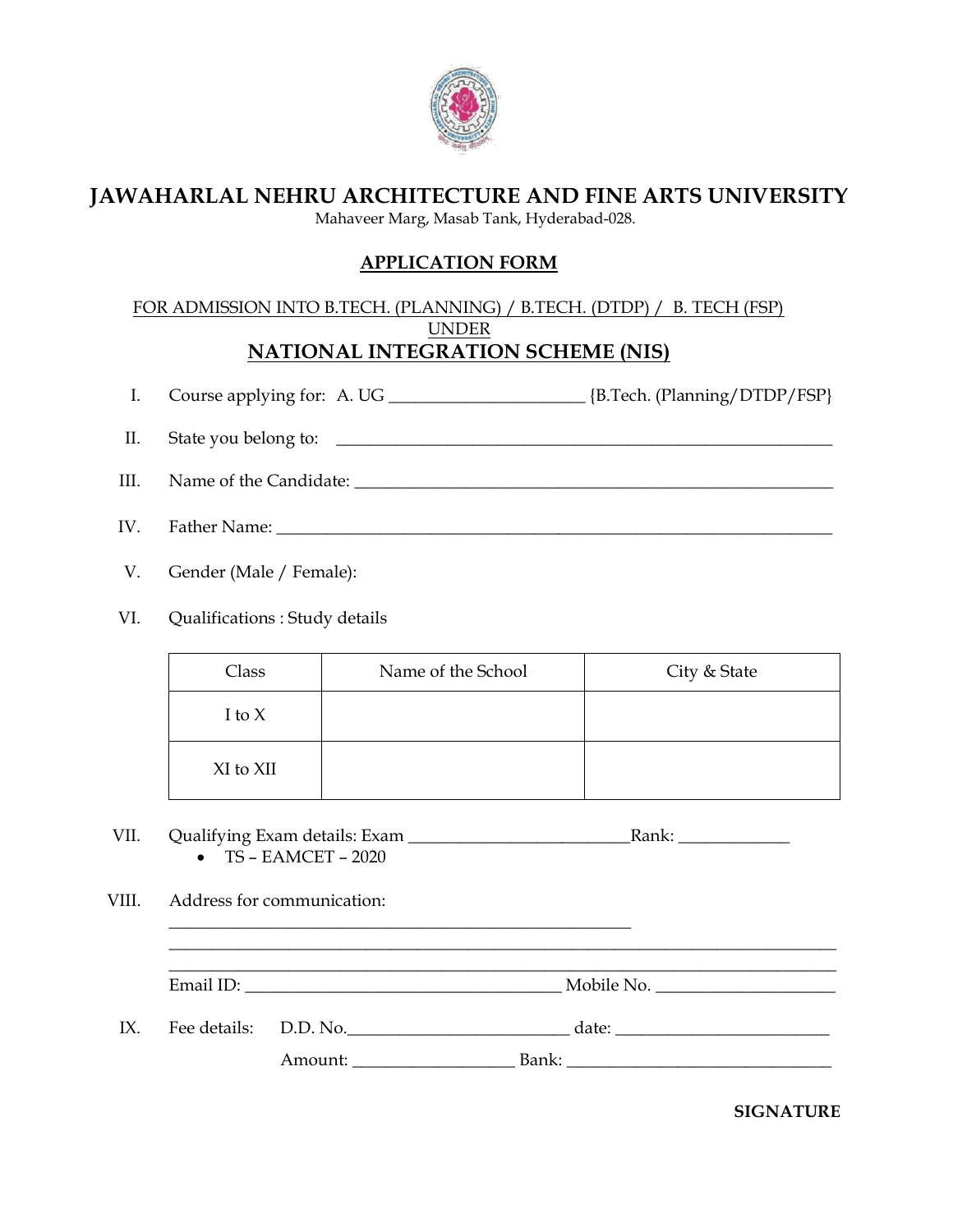# JAWAHARLAL NEHRU ARCHITECTURE AND FINE ARTS UNIVERSITY

Mahaveer Marg, Masab Tank, Hyderabad-028.

## APPLICATION FORM

FOR ADMISSION INTO B.TECH. (PLANNING) / B.TECH. (DTDP) / B. TECH (FSP)
UNDER

## NATIONAL INTEGRATION SCHEME (NIS)

I. Course applying for: A. UG ______________________ {B.Tech. (Planning/DTDP/FSP}

II. State you belong to: ________________________________________________________

III. Name of the Candidate: ______________________________________________________

IV. Father Name: _______________________________________________________________

V. Gender (Male / Female):

VI. Qualifications : Study details

| Class | Name of the School | City & State |
|---|---|---|
| I to X | | |
| XI to XII | | |

VII. Qualifying Exam details: Exam _________________________Rank: _____________

- TS – EAMCET – 2020

VIII. Address for communication:

_____________________________________________________

___________________________________________________________________________

___________________________________________________________________________

Email ID: ____________________________________ Mobile No. ____________________

IX. Fee details: D.D. No.__________________________ date: ________________________

Amount: __________________ Bank: ______________________________

**SIGNATURE**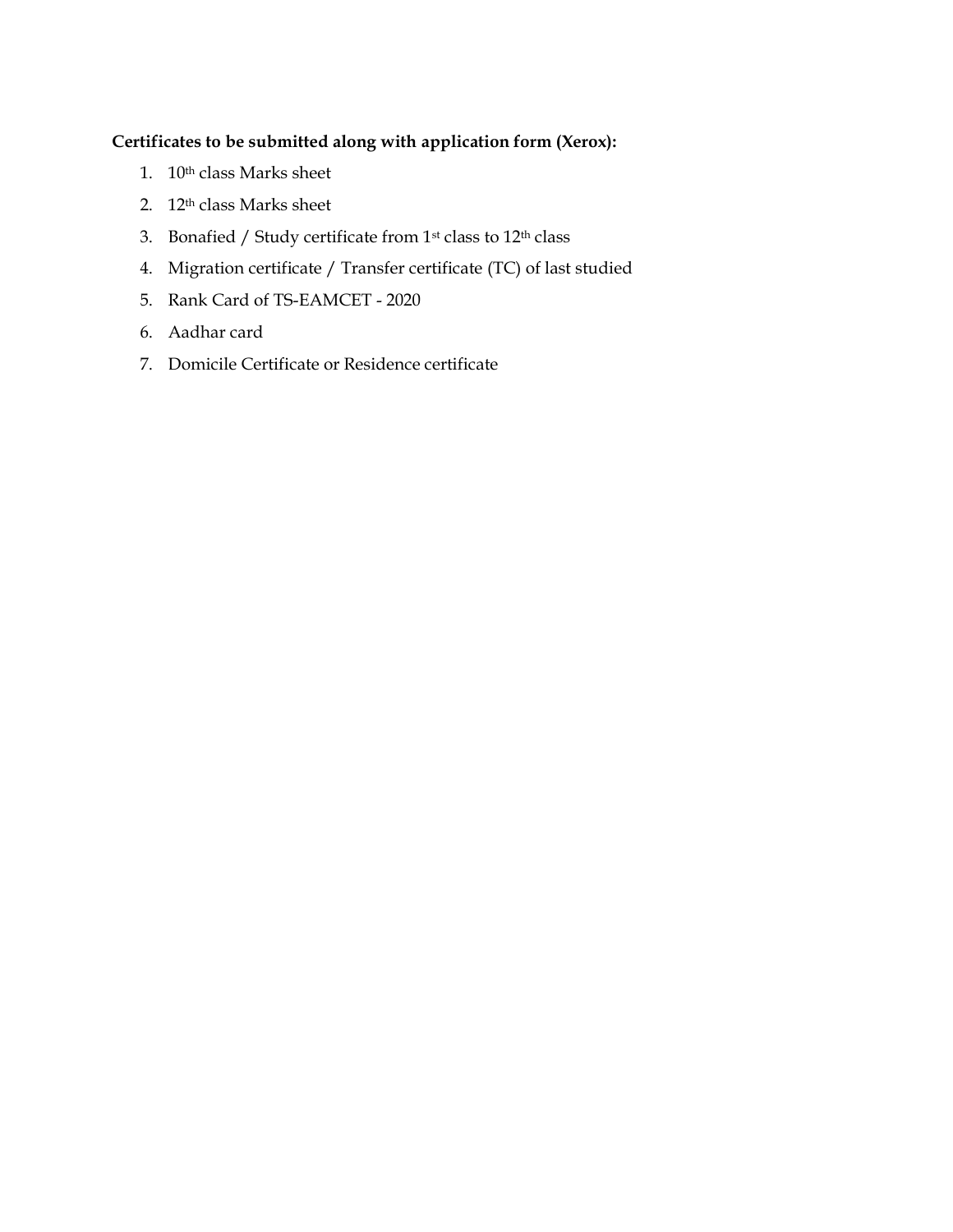**Certificates to be submitted along with application form (Xerox):**

1. 10th class Marks sheet
2. 12th class Marks sheet
3. Bonafied / Study certificate from 1st class to 12th class
4. Migration certificate / Transfer certificate (TC) of last studied
5. Rank Card of TS-EAMCET - 2020
6. Aadhar card
7. Domicile Certificate or Residence certificate